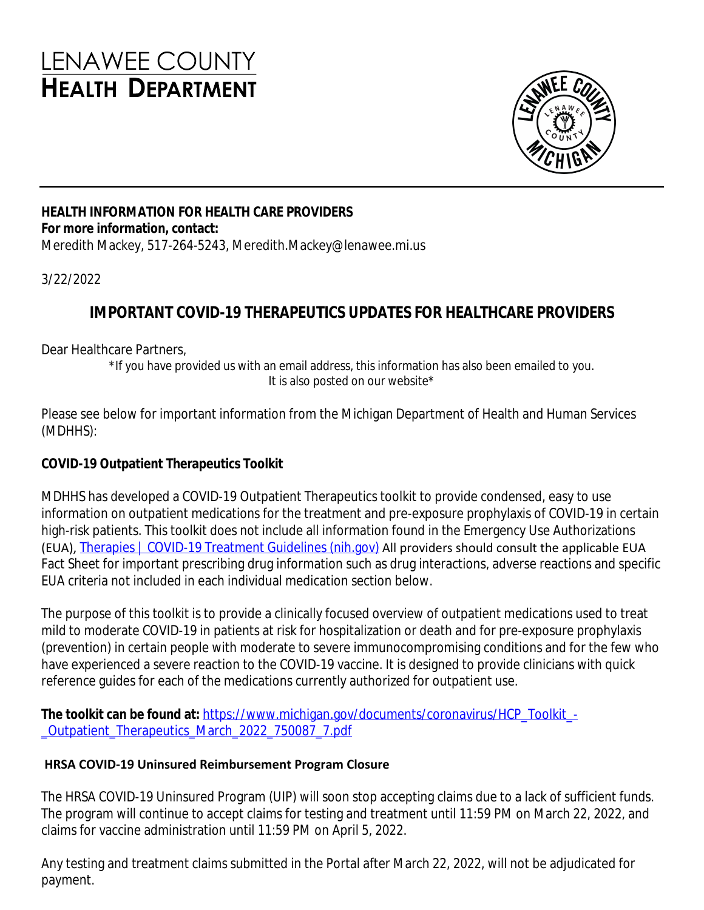# LENAWEE COUNTY
# HEALTH DEPARTMENT

**HEALTH INFORMATION FOR HEALTH CARE PROVIDERS**
**For more information, contact:**
Meredith Mackey, 517-264-5243, Meredith.Mackey@lenawee.mi.us

3/22/2022

## IMPORTANT COVID-19 THERAPEUTICS UPDATES FOR HEALTHCARE PROVIDERS

Dear Healthcare Partners,

*If you have provided us with an email address, this information has also been emailed to you. It is also posted on our website*

Please see below for important information from the Michigan Department of Health and Human Services (MDHHS):

### COVID-19 Outpatient Therapeutics Toolkit

MDHHS has developed a COVID-19 Outpatient Therapeutics toolkit to provide condensed, easy to use information on outpatient medications for the treatment and pre-exposure prophylaxis of COVID-19 in certain high-risk patients. This toolkit does not include all information found in the Emergency Use Authorizations (EUA), [Therapies | COVID-19 Treatment Guidelines (nih.gov)] All providers should consult the applicable EUA Fact Sheet for important prescribing drug information such as drug interactions, adverse reactions and specific EUA criteria not included in each individual medication section below.

The purpose of this toolkit is to provide a clinically focused overview of outpatient medications used to treat mild to moderate COVID-19 in patients at risk for hospitalization or death and for pre-exposure prophylaxis (prevention) in certain people with moderate to severe immunocompromising conditions and for the few who have experienced a severe reaction to the COVID-19 vaccine. It is designed to provide clinicians with quick reference guides for each of the medications currently authorized for outpatient use.

**The toolkit can be found at:** https://www.michigan.gov/documents/coronavirus/HCP_Toolkit_-_Outpatient_Therapeutics_March_2022_750087_7.pdf

### HRSA COVID-19 Uninsured Reimbursement Program Closure

The HRSA COVID-19 Uninsured Program (UIP) will soon stop accepting claims due to a lack of sufficient funds. The program will continue to accept claims for testing and treatment until 11:59 PM on March 22, 2022, and claims for vaccine administration until 11:59 PM on April 5, 2022.

Any testing and treatment claims submitted in the Portal after March 22, 2022, will not be adjudicated for payment.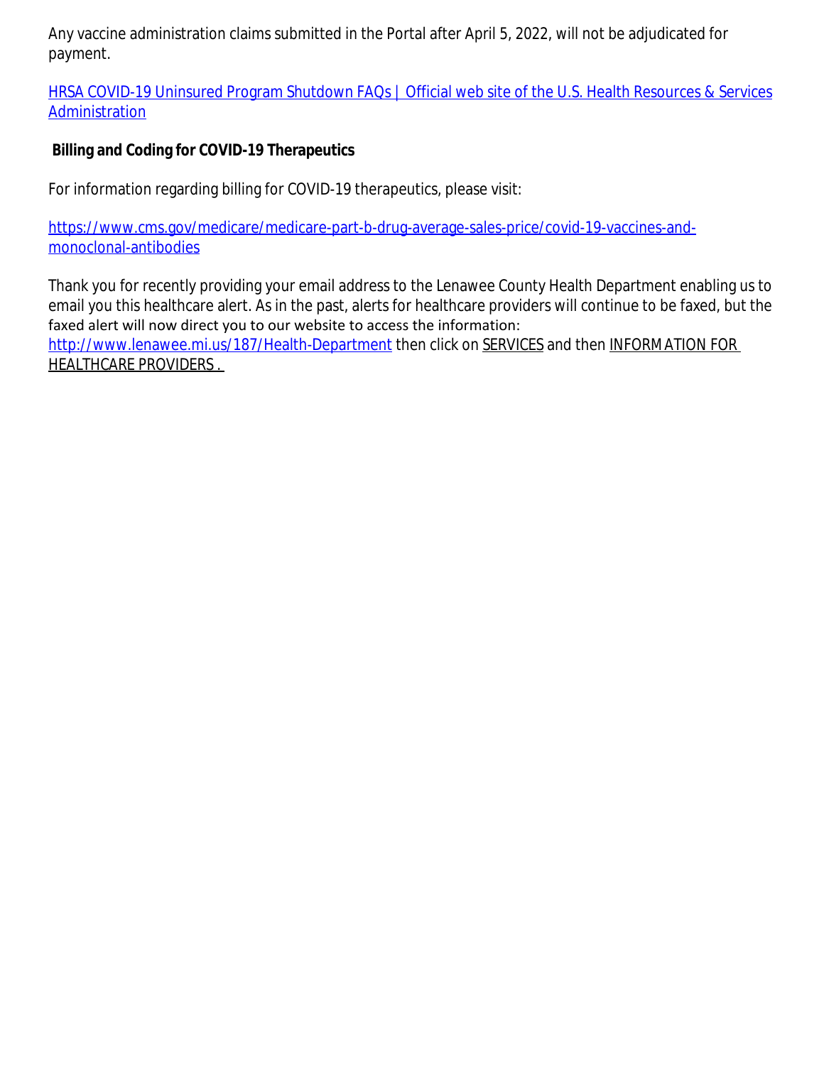Any vaccine administration claims submitted in the Portal after April 5, 2022, will not be adjudicated for payment.

[HRSA COVID-19 Uninsured Program Shutdown FAQs | Official web site of the U.S. Health Resources & Services Administration]

**Billing and Coding for COVID-19 Therapeutics**

For information regarding billing for COVID-19 therapeutics, please visit:

https://www.cms.gov/medicare/medicare-part-b-drug-average-sales-price/covid-19-vaccines-and-monoclonal-antibodies

Thank you for recently providing your email address to the Lenawee County Health Department enabling us to email you this healthcare alert. As in the past, alerts for healthcare providers will continue to be faxed, but the faxed alert will now direct you to our website to access the information: http://www.lenawee.mi.us/187/Health-Department then click on SERVICES and then INFORMATION FOR HEALTHCARE PROVIDERS .